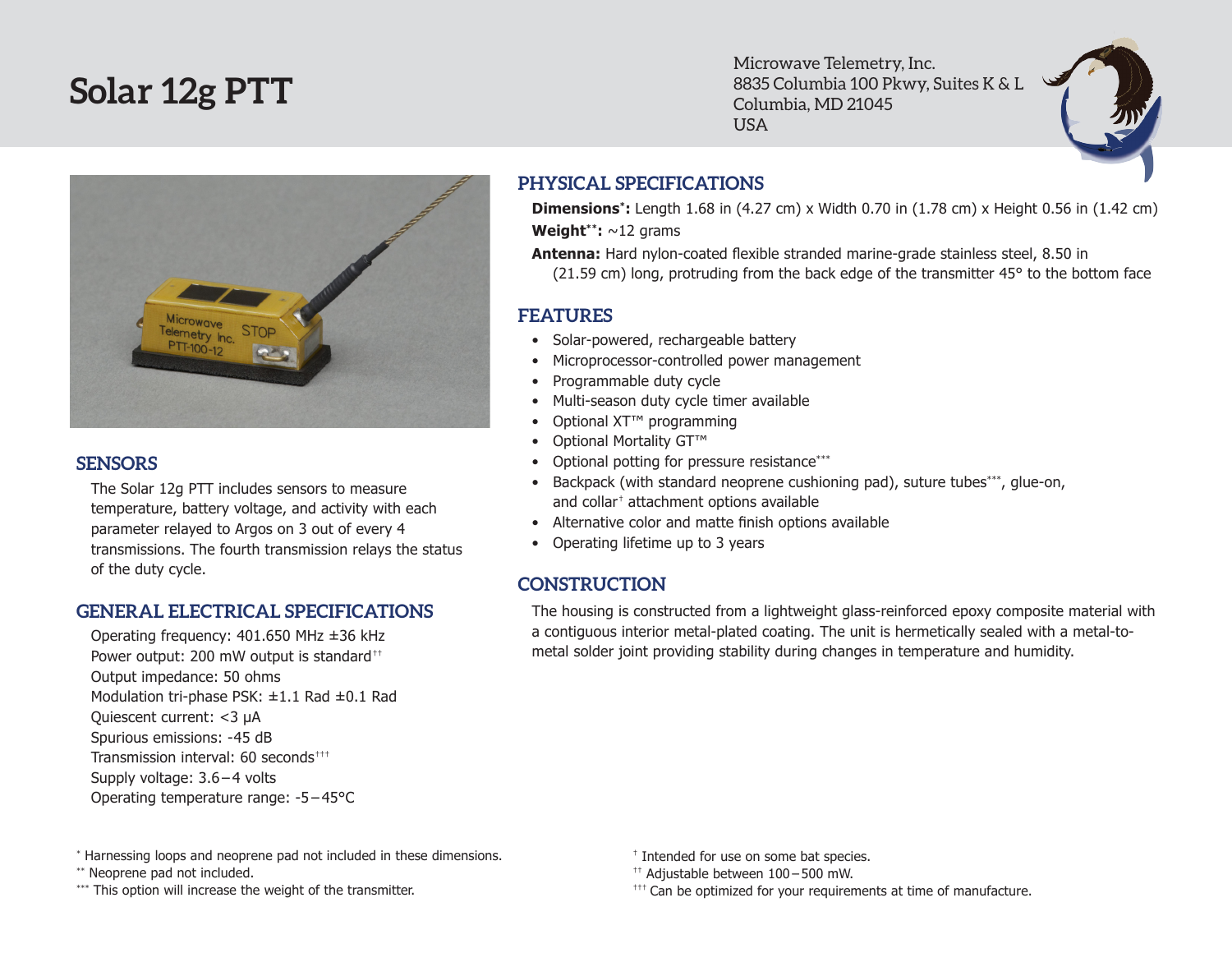# Solar 12g PTT

Microwave Telemetry, Inc.
8835 Columbia 100 Pkwy, Suites K & L
Columbia, MD 21045
USA

## SENSORS

The Solar 12g PTT includes sensors to measure temperature, battery voltage, and activity with each parameter relayed to Argos on 3 out of every 4 transmissions. The fourth transmission relays the status of the duty cycle.

## GENERAL ELECTRICAL SPECIFICATIONS

Operating frequency: 401.650 MHz ±36 kHz
Power output: 200 mW output is standard††
Output impedance: 50 ohms
Modulation tri-phase PSK: ±1.1 Rad ±0.1 Rad
Quiescent current: <3 µA
Spurious emissions: -45 dB
Transmission interval: 60 seconds†††
Supply voltage: 3.6 – 4 volts
Operating temperature range: -5 – 45°C

## PHYSICAL SPECIFICATIONS

**Dimensions*:** Length 1.68 in (4.27 cm) x Width 0.70 in (1.78 cm) x Height 0.56 in (1.42 cm)

**Weight**:** ~12 grams

**Antenna:** Hard nylon-coated flexible stranded marine-grade stainless steel, 8.50 in (21.59 cm) long, protruding from the back edge of the transmitter 45° to the bottom face

## FEATURES

- Solar-powered, rechargeable battery
- Microprocessor-controlled power management
- Programmable duty cycle
- Multi-season duty cycle timer available
- Optional XT™ programming
- Optional Mortality GT™
- Optional potting for pressure resistance***
- Backpack (with standard neoprene cushioning pad), suture tubes***, glue-on, and collar† attachment options available
- Alternative color and matte finish options available
- Operating lifetime up to 3 years

## CONSTRUCTION

The housing is constructed from a lightweight glass-reinforced epoxy composite material with a contiguous interior metal-plated coating. The unit is hermetically sealed with a metal-to-metal solder joint providing stability during changes in temperature and humidity.

\* Harnessing loops and neoprene pad not included in these dimensions.
** Neoprene pad not included.
*** This option will increase the weight of the transmitter.

† Intended for use on some bat species.
†† Adjustable between 100 – 500 mW.
††† Can be optimized for your requirements at time of manufacture.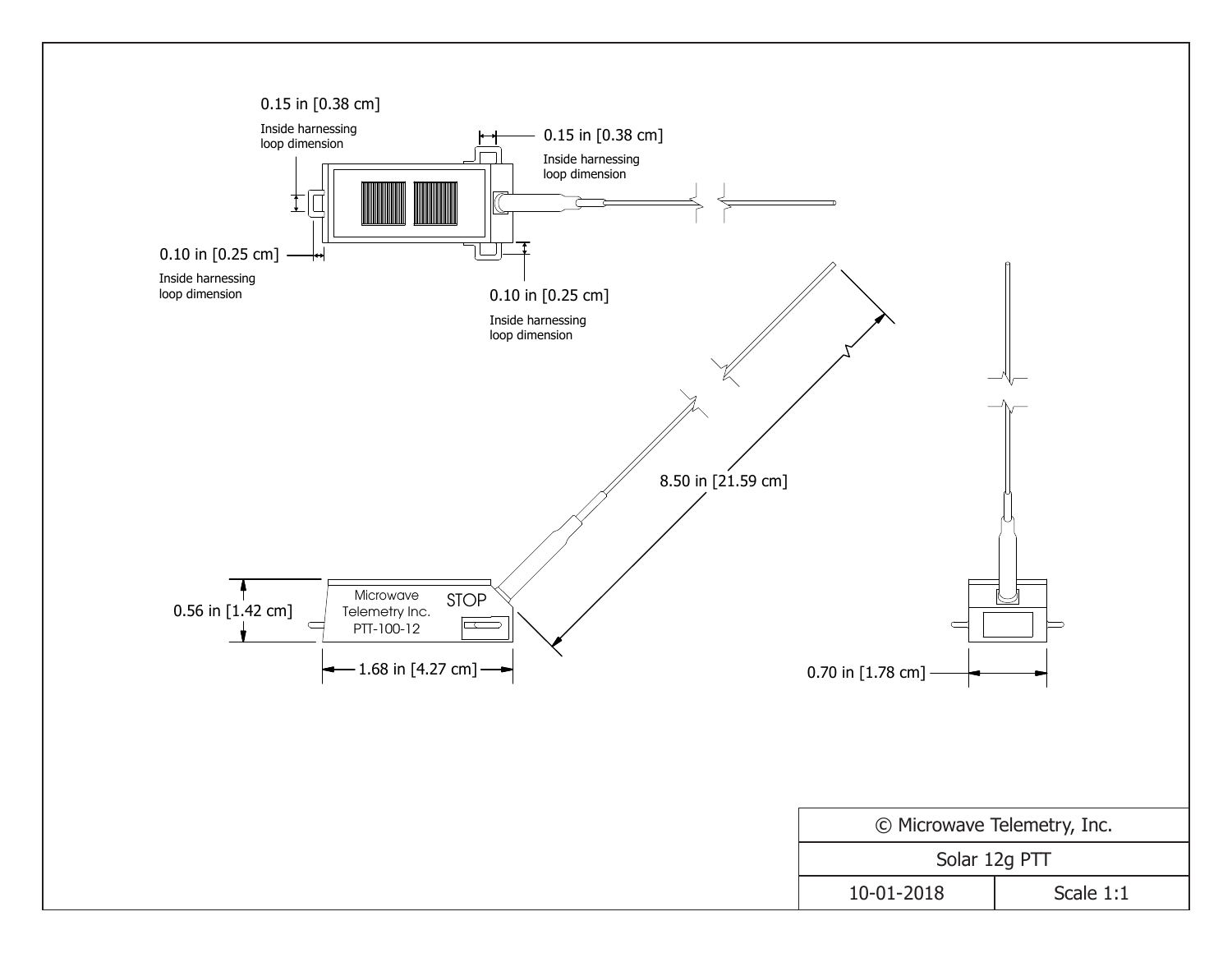0.15 in [0.38 cm]

Inside harnessing loop dimension

0.15 in [0.38 cm]

Inside harnessing loop dimension

0.10 in [0.25 cm]

Inside harnessing loop dimension

0.10 in [0.25 cm]

Inside harnessing loop dimension

8.50 in [21.59 cm]

0.56 in [1.42 cm]

Microwave Telemetry Inc. PTT-100-12

STOP

1.68 in [4.27 cm]

0.70 in [1.78 cm]

| | |
|---|---|
| © Microwave Telemetry, Inc. | |
| Solar 12g PTT | |
| 10-01-2018 | Scale 1:1 |